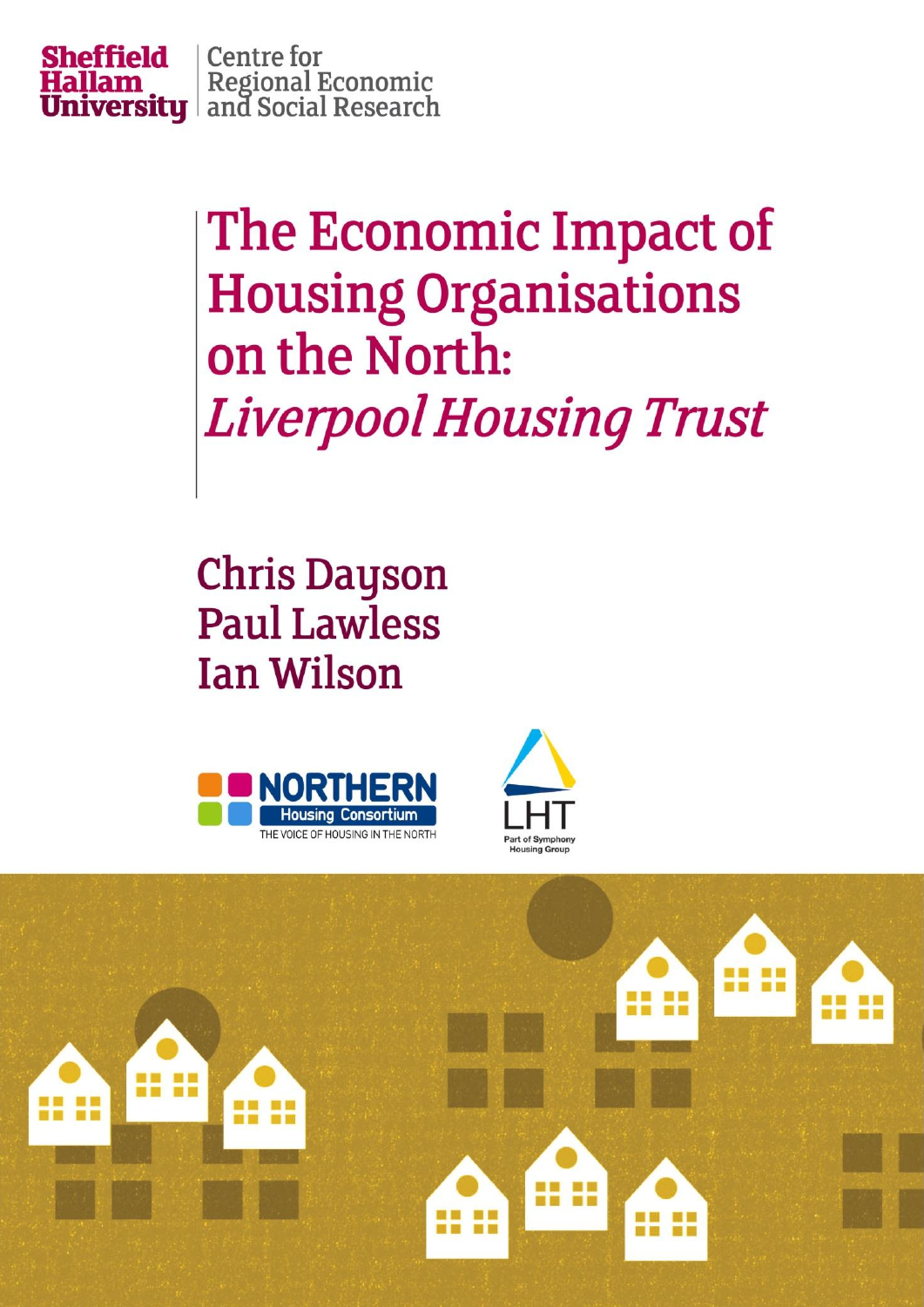Sheffield Hallam University | Centre for Regional Economic and Social Research

# The Economic Impact of Housing Organisations on the North: *Liverpool Housing Trust*

Chris Dayson
Paul Lawless
Ian Wilson

NORTHERN Housing Consortium
THE VOICE OF HOUSING IN THE NORTH

LHT
Part of Symphony Housing Group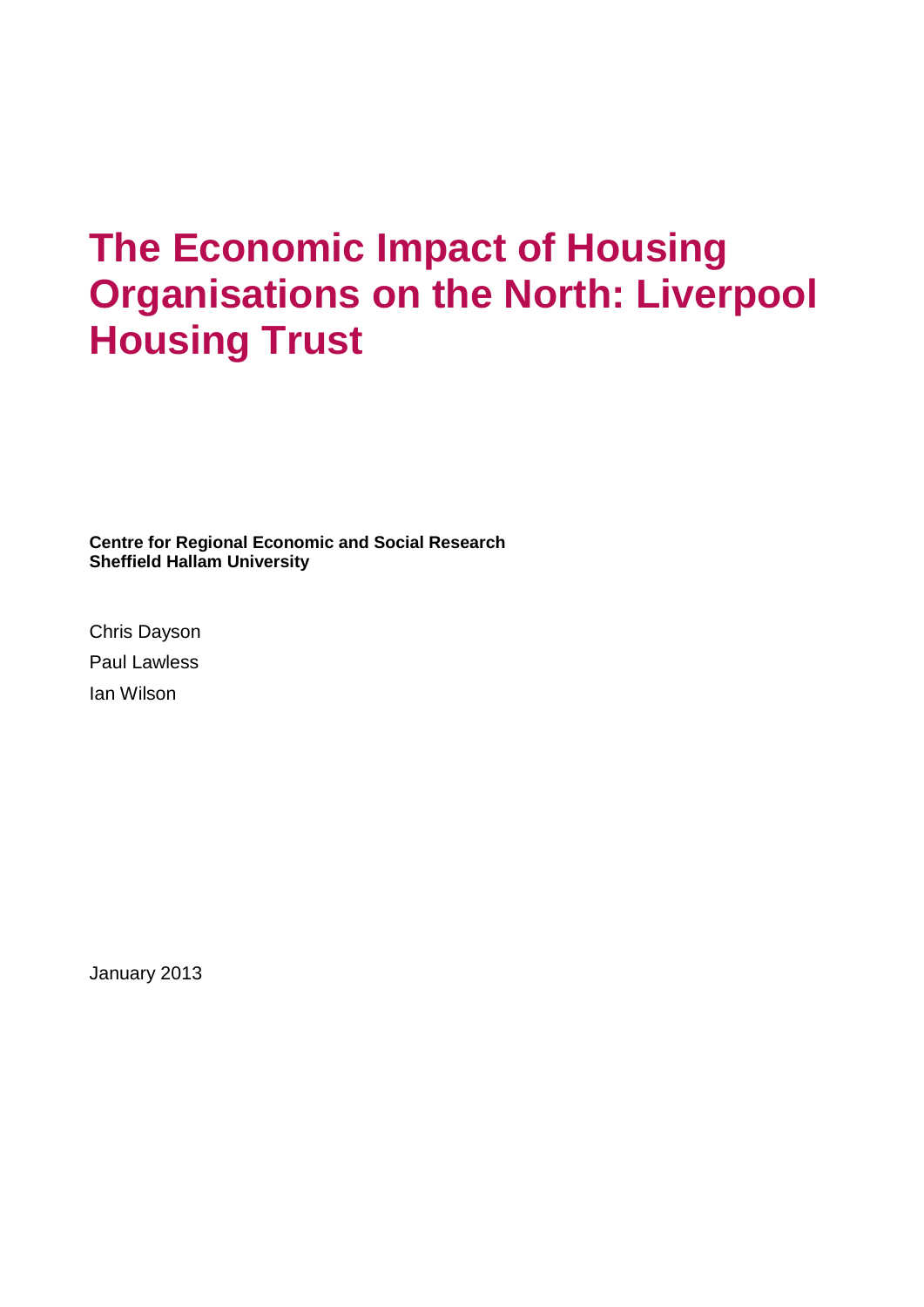# The Economic Impact of Housing Organisations on the North: Liverpool Housing Trust

**Centre for Regional Economic and Social Research**
**Sheffield Hallam University**

Chris Dayson

Paul Lawless

Ian Wilson

January 2013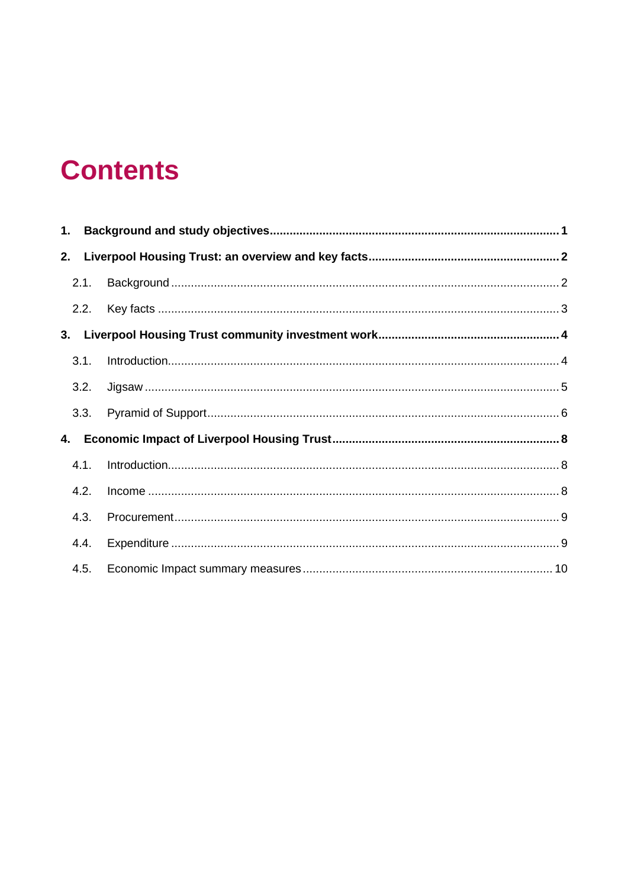# Contents

**1. Background and study objectives** ........................................................ **1**

**2. Liverpool Housing Trust: an overview and key facts** ........................................ **2**

2.1. Background ........................................................ 2

2.2. Key facts ........................................................ 3

**3. Liverpool Housing Trust community investment work** ........................................ **4**

3.1. Introduction ........................................................ 4

3.2. Jigsaw ........................................................ 5

3.3. Pyramid of Support ........................................................ 6

**4. Economic Impact of Liverpool Housing Trust** ........................................ **8**

4.1. Introduction ........................................................ 8

4.2. Income ........................................................ 8

4.3. Procurement ........................................................ 9

4.4. Expenditure ........................................................ 9

4.5. Economic Impact summary measures ........................................................ 10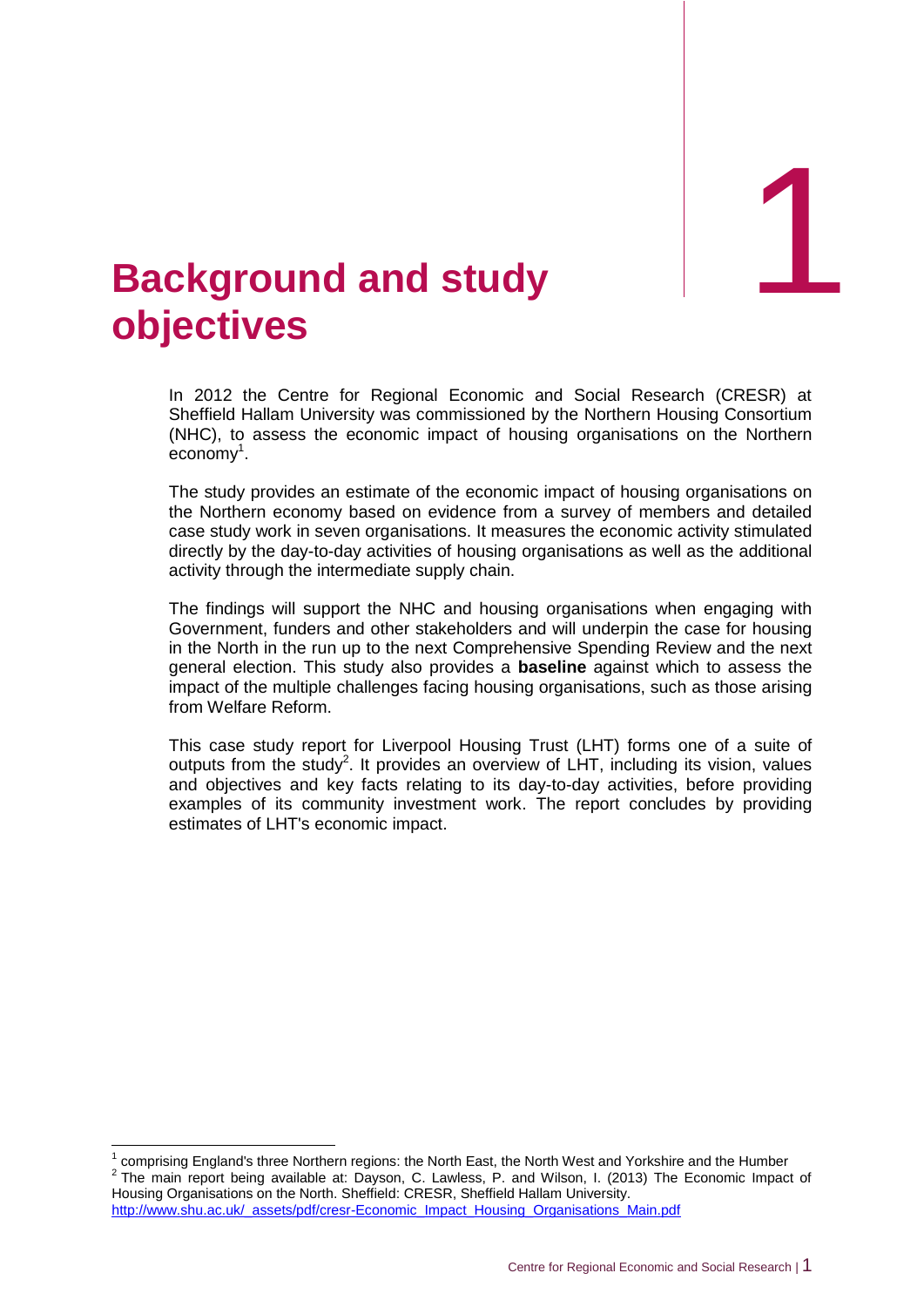# 1 Background and study objectives

In 2012 the Centre for Regional Economic and Social Research (CRESR) at Sheffield Hallam University was commissioned by the Northern Housing Consortium (NHC), to assess the economic impact of housing organisations on the Northern economy[1].

The study provides an estimate of the economic impact of housing organisations on the Northern economy based on evidence from a survey of members and detailed case study work in seven organisations. It measures the economic activity stimulated directly by the day-to-day activities of housing organisations as well as the additional activity through the intermediate supply chain.

The findings will support the NHC and housing organisations when engaging with Government, funders and other stakeholders and will underpin the case for housing in the North in the run up to the next Comprehensive Spending Review and the next general election. This study also provides a **baseline** against which to assess the impact of the multiple challenges facing housing organisations, such as those arising from Welfare Reform.

This case study report for Liverpool Housing Trust (LHT) forms one of a suite of outputs from the study[2]. It provides an overview of LHT, including its vision, values and objectives and key facts relating to its day-to-day activities, before providing examples of its community investment work. The report concludes by providing estimates of LHT's economic impact.

---

[1] comprising England's three Northern regions: the North East, the North West and Yorkshire and the Humber

[2] The main report being available at: Dayson, C. Lawless, P. and Wilson, I. (2013) The Economic Impact of Housing Organisations on the North. Sheffield: CRESR, Sheffield Hallam University. http://www.shu.ac.uk/_assets/pdf/cresr-Economic_Impact_Housing_Organisations_Main.pdf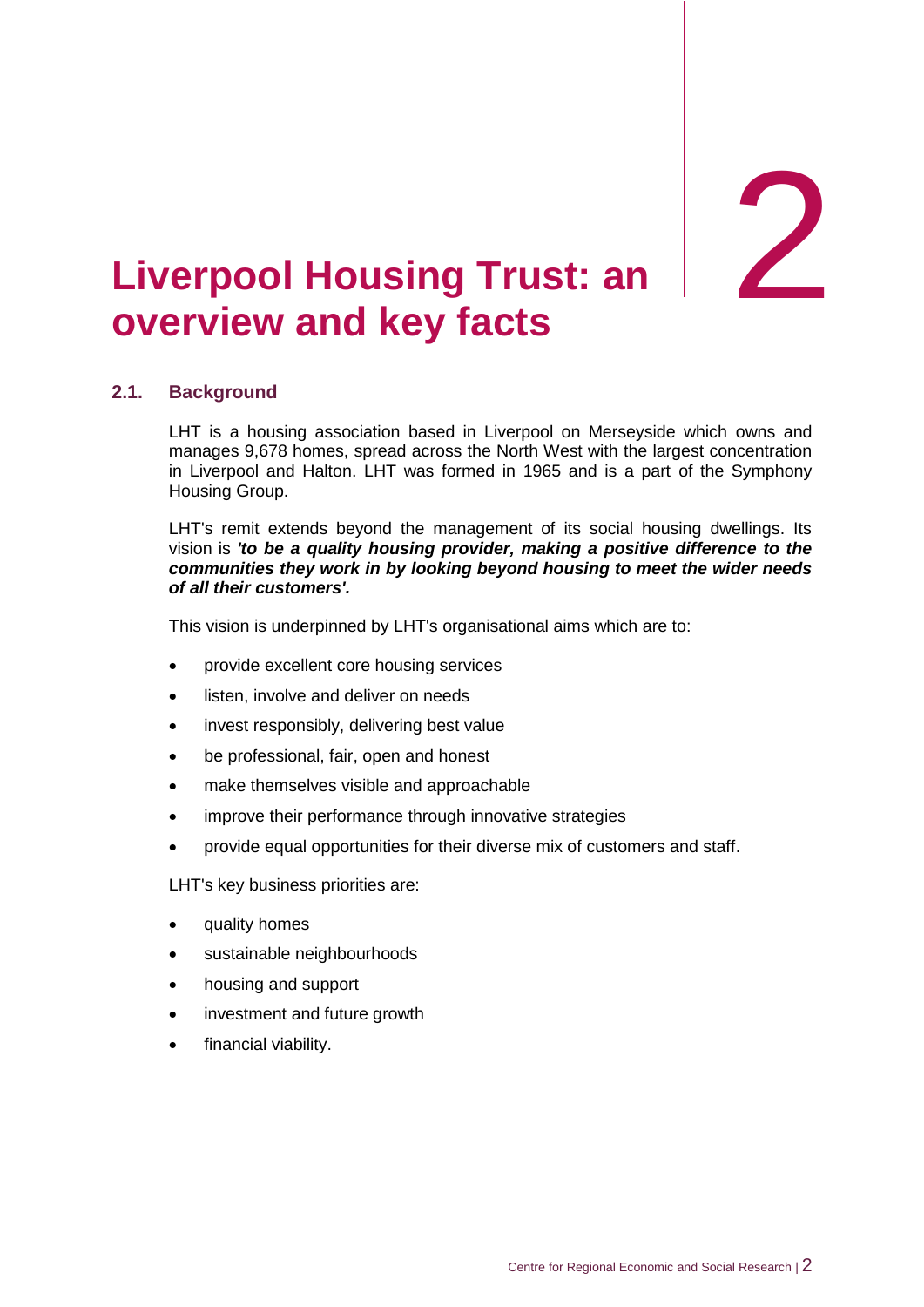# 2 Liverpool Housing Trust: an overview and key facts

## 2.1. Background

LHT is a housing association based in Liverpool on Merseyside which owns and manages 9,678 homes, spread across the North West with the largest concentration in Liverpool and Halton. LHT was formed in 1965 and is a part of the Symphony Housing Group.

LHT's remit extends beyond the management of its social housing dwellings. Its vision is ***'to be a quality housing provider, making a positive difference to the communities they work in by looking beyond housing to meet the wider needs of all their customers'.***

This vision is underpinned by LHT's organisational aims which are to:

- provide excellent core housing services
- listen, involve and deliver on needs
- invest responsibly, delivering best value
- be professional, fair, open and honest
- make themselves visible and approachable
- improve their performance through innovative strategies
- provide equal opportunities for their diverse mix of customers and staff.

LHT's key business priorities are:

- quality homes
- sustainable neighbourhoods
- housing and support
- investment and future growth
- financial viability.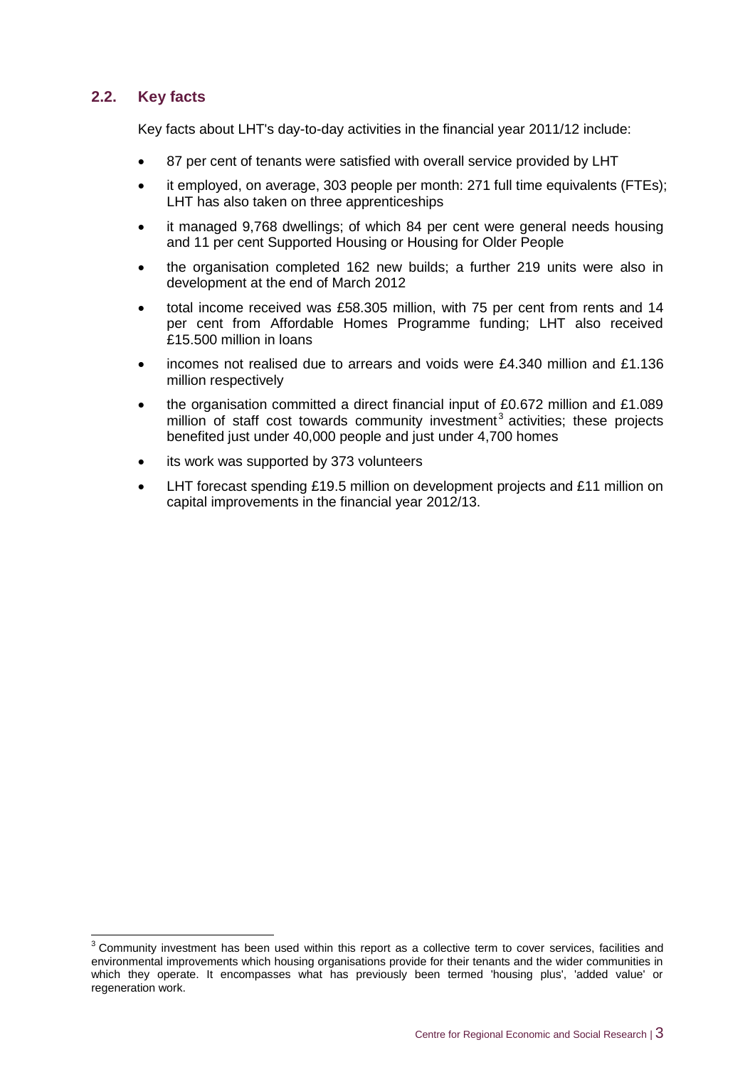## 2.2. Key facts

Key facts about LHT's day-to-day activities in the financial year 2011/12 include:

- 87 per cent of tenants were satisfied with overall service provided by LHT
- it employed, on average, 303 people per month: 271 full time equivalents (FTEs); LHT has also taken on three apprenticeships
- it managed 9,768 dwellings; of which 84 per cent were general needs housing and 11 per cent Supported Housing or Housing for Older People
- the organisation completed 162 new builds; a further 219 units were also in development at the end of March 2012
- total income received was £58.305 million, with 75 per cent from rents and 14 per cent from Affordable Homes Programme funding; LHT also received £15.500 million in loans
- incomes not realised due to arrears and voids were £4.340 million and £1.136 million respectively
- the organisation committed a direct financial input of £0.672 million and £1.089 million of staff cost towards community investment[3] activities; these projects benefited just under 40,000 people and just under 4,700 homes
- its work was supported by 373 volunteers
- LHT forecast spending £19.5 million on development projects and £11 million on capital improvements in the financial year 2012/13.

[3] Community investment has been used within this report as a collective term to cover services, facilities and environmental improvements which housing organisations provide for their tenants and the wider communities in which they operate. It encompasses what has previously been termed 'housing plus', 'added value' or regeneration work.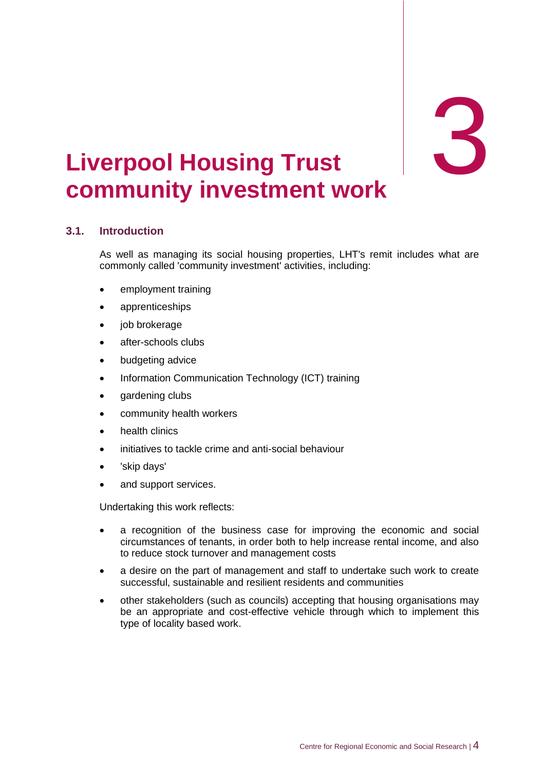# 3 Liverpool Housing Trust community investment work

## 3.1. Introduction

As well as managing its social housing properties, LHT's remit includes what are commonly called 'community investment' activities, including:

- employment training
- apprenticeships
- job brokerage
- after-schools clubs
- budgeting advice
- Information Communication Technology (ICT) training
- gardening clubs
- community health workers
- health clinics
- initiatives to tackle crime and anti-social behaviour
- 'skip days'
- and support services.

Undertaking this work reflects:

- a recognition of the business case for improving the economic and social circumstances of tenants, in order both to help increase rental income, and also to reduce stock turnover and management costs
- a desire on the part of management and staff to undertake such work to create successful, sustainable and resilient residents and communities
- other stakeholders (such as councils) accepting that housing organisations may be an appropriate and cost-effective vehicle through which to implement this type of locality based work.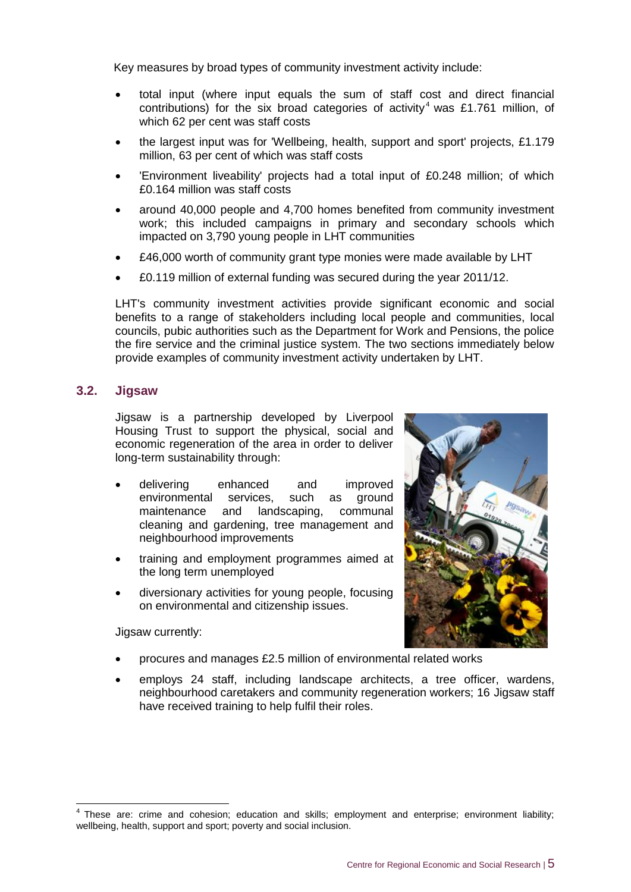Key measures by broad types of community investment activity include:

- total input (where input equals the sum of staff cost and direct financial contributions) for the six broad categories of activity[4] was £1.761 million, of which 62 per cent was staff costs
- the largest input was for 'Wellbeing, health, support and sport' projects, £1.179 million, 63 per cent of which was staff costs
- 'Environment liveability' projects had a total input of £0.248 million; of which £0.164 million was staff costs
- around 40,000 people and 4,700 homes benefited from community investment work; this included campaigns in primary and secondary schools which impacted on 3,790 young people in LHT communities
- £46,000 worth of community grant type monies were made available by LHT
- £0.119 million of external funding was secured during the year 2011/12.

LHT's community investment activities provide significant economic and social benefits to a range of stakeholders including local people and communities, local councils, pubic authorities such as the Department for Work and Pensions, the police the fire service and the criminal justice system. The two sections immediately below provide examples of community investment activity undertaken by LHT.

## 3.2. Jigsaw

Jigsaw is a partnership developed by Liverpool Housing Trust to support the physical, social and economic regeneration of the area in order to deliver long-term sustainability through:

- delivering enhanced and improved environmental services, such as ground maintenance and landscaping, communal cleaning and gardening, tree management and neighbourhood improvements
- training and employment programmes aimed at the long term unemployed
- diversionary activities for young people, focusing on environmental and citizenship issues.

Jigsaw currently:

- procures and manages £2.5 million of environmental related works
- employs 24 staff, including landscape architects, a tree officer, wardens, neighbourhood caretakers and community regeneration workers; 16 Jigsaw staff have received training to help fulfil their roles.

---

[4] These are: crime and cohesion; education and skills; employment and enterprise; environment liability; wellbeing, health, support and sport; poverty and social inclusion.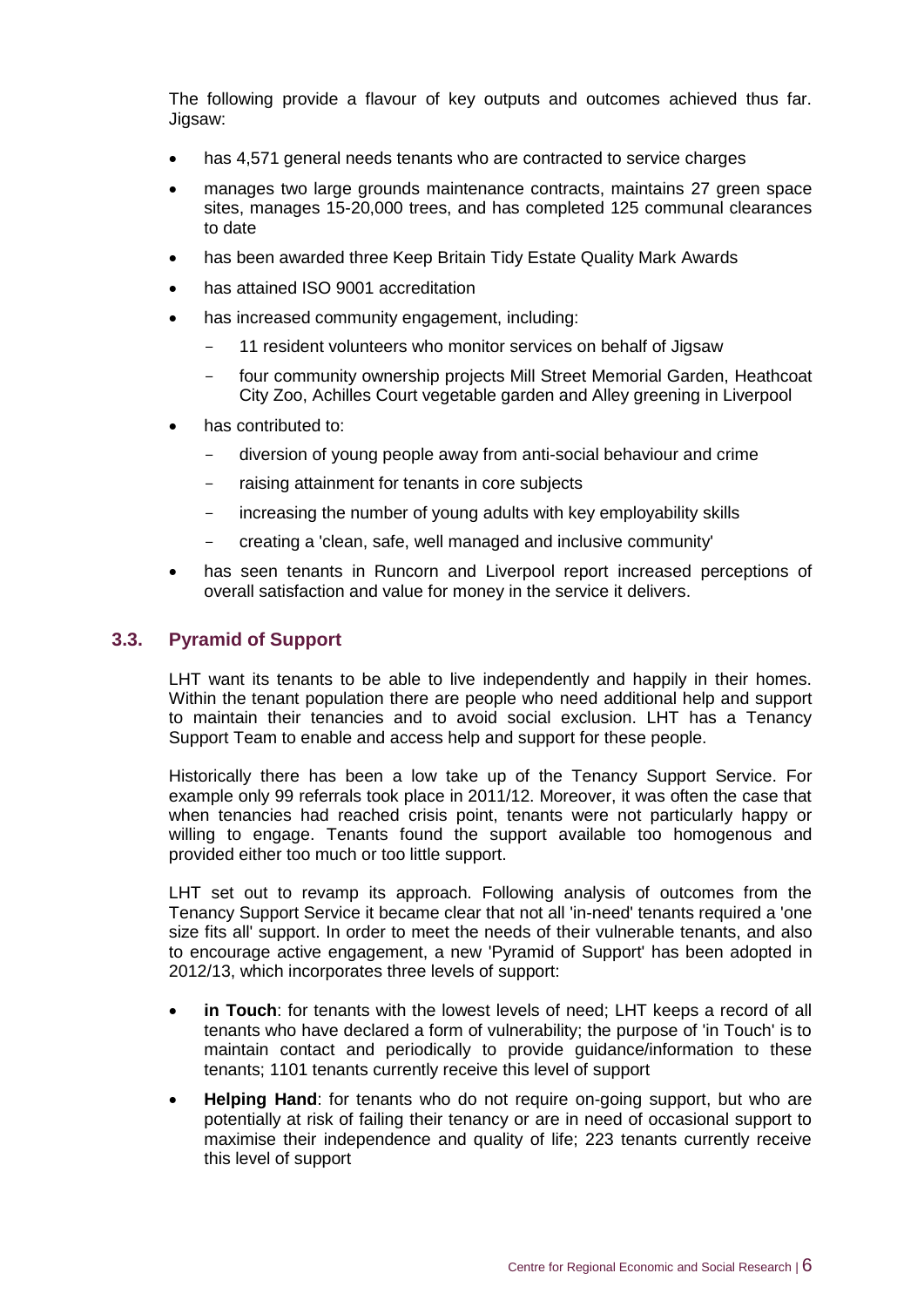The following provide a flavour of key outputs and outcomes achieved thus far. Jigsaw:

- has 4,571 general needs tenants who are contracted to service charges
- manages two large grounds maintenance contracts, maintains 27 green space sites, manages 15-20,000 trees, and has completed 125 communal clearances to date
- has been awarded three Keep Britain Tidy Estate Quality Mark Awards
- has attained ISO 9001 accreditation
- has increased community engagement, including:
  - 11 resident volunteers who monitor services on behalf of Jigsaw
  - four community ownership projects Mill Street Memorial Garden, Heathcoat City Zoo, Achilles Court vegetable garden and Alley greening in Liverpool
- has contributed to:
  - diversion of young people away from anti-social behaviour and crime
  - raising attainment for tenants in core subjects
  - increasing the number of young adults with key employability skills
  - creating a 'clean, safe, well managed and inclusive community'
- has seen tenants in Runcorn and Liverpool report increased perceptions of overall satisfaction and value for money in the service it delivers.

### 3.3. Pyramid of Support

LHT want its tenants to be able to live independently and happily in their homes. Within the tenant population there are people who need additional help and support to maintain their tenancies and to avoid social exclusion. LHT has a Tenancy Support Team to enable and access help and support for these people.

Historically there has been a low take up of the Tenancy Support Service. For example only 99 referrals took place in 2011/12. Moreover, it was often the case that when tenancies had reached crisis point, tenants were not particularly happy or willing to engage. Tenants found the support available too homogenous and provided either too much or too little support.

LHT set out to revamp its approach. Following analysis of outcomes from the Tenancy Support Service it became clear that not all 'in-need' tenants required a 'one size fits all' support. In order to meet the needs of their vulnerable tenants, and also to encourage active engagement, a new 'Pyramid of Support' has been adopted in 2012/13, which incorporates three levels of support:

- **in Touch**: for tenants with the lowest levels of need; LHT keeps a record of all tenants who have declared a form of vulnerability; the purpose of 'in Touch' is to maintain contact and periodically to provide guidance/information to these tenants; 1101 tenants currently receive this level of support
- **Helping Hand**: for tenants who do not require on-going support, but who are potentially at risk of failing their tenancy or are in need of occasional support to maximise their independence and quality of life; 223 tenants currently receive this level of support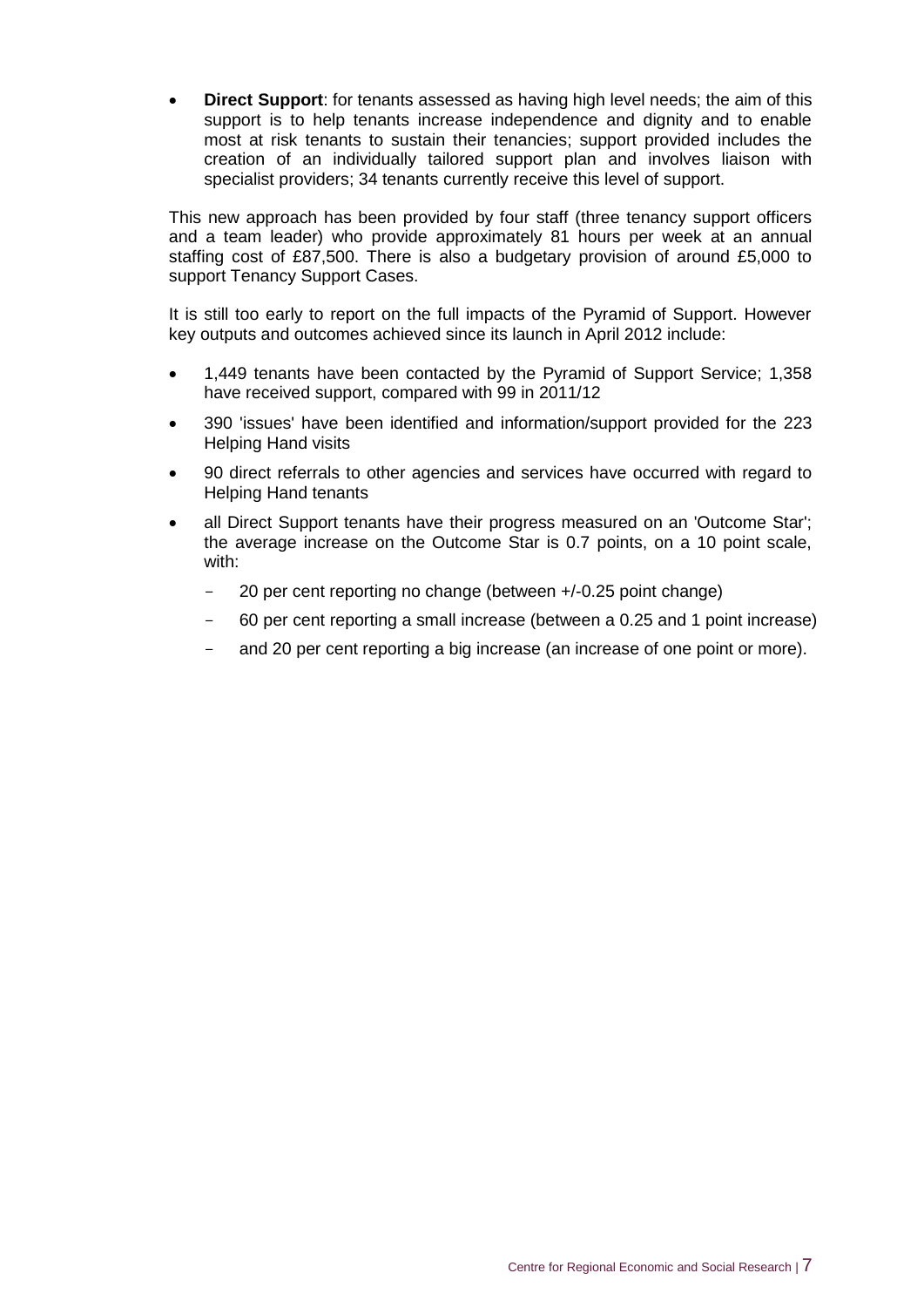- **Direct Support**: for tenants assessed as having high level needs; the aim of this support is to help tenants increase independence and dignity and to enable most at risk tenants to sustain their tenancies; support provided includes the creation of an individually tailored support plan and involves liaison with specialist providers; 34 tenants currently receive this level of support.

This new approach has been provided by four staff (three tenancy support officers and a team leader) who provide approximately 81 hours per week at an annual staffing cost of £87,500. There is also a budgetary provision of around £5,000 to support Tenancy Support Cases.

It is still too early to report on the full impacts of the Pyramid of Support. However key outputs and outcomes achieved since its launch in April 2012 include:

- 1,449 tenants have been contacted by the Pyramid of Support Service; 1,358 have received support, compared with 99 in 2011/12
- 390 'issues' have been identified and information/support provided for the 223 Helping Hand visits
- 90 direct referrals to other agencies and services have occurred with regard to Helping Hand tenants
- all Direct Support tenants have their progress measured on an 'Outcome Star'; the average increase on the Outcome Star is 0.7 points, on a 10 point scale, with:
  - 20 per cent reporting no change (between +/-0.25 point change)
  - 60 per cent reporting a small increase (between a 0.25 and 1 point increase)
  - and 20 per cent reporting a big increase (an increase of one point or more).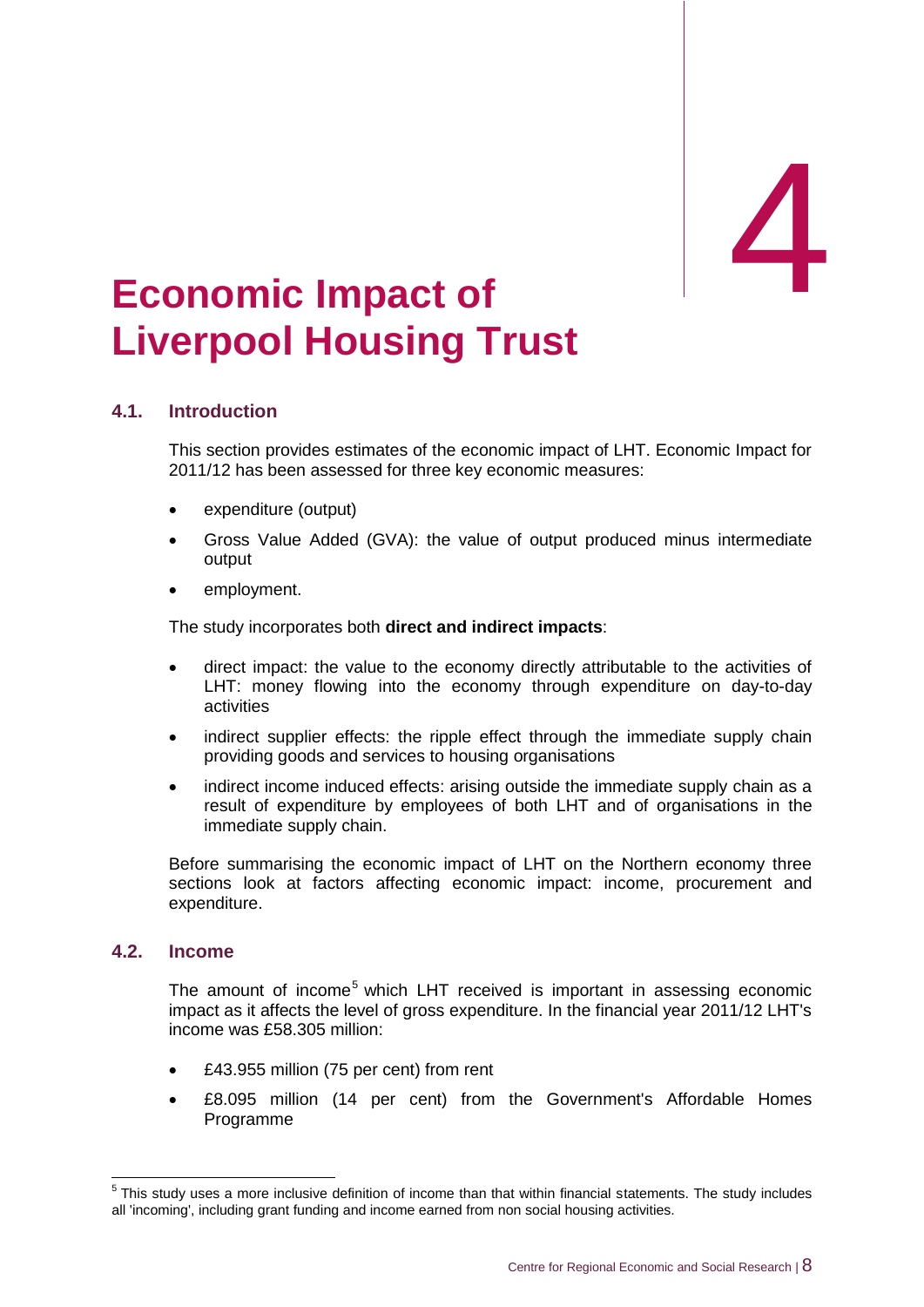# 4

# Economic Impact of Liverpool Housing Trust

## 4.1. Introduction

This section provides estimates of the economic impact of LHT. Economic Impact for 2011/12 has been assessed for three key economic measures:

- expenditure (output)
- Gross Value Added (GVA): the value of output produced minus intermediate output
- employment.

The study incorporates both **direct and indirect impacts**:

- direct impact: the value to the economy directly attributable to the activities of LHT: money flowing into the economy through expenditure on day-to-day activities
- indirect supplier effects: the ripple effect through the immediate supply chain providing goods and services to housing organisations
- indirect income induced effects: arising outside the immediate supply chain as a result of expenditure by employees of both LHT and of organisations in the immediate supply chain.

Before summarising the economic impact of LHT on the Northern economy three sections look at factors affecting economic impact: income, procurement and expenditure.

## 4.2. Income

The amount of income[5] which LHT received is important in assessing economic impact as it affects the level of gross expenditure. In the financial year 2011/12 LHT's income was £58.305 million:

- £43.955 million (75 per cent) from rent
- £8.095 million (14 per cent) from the Government's Affordable Homes Programme

[5] This study uses a more inclusive definition of income than that within financial statements. The study includes all 'incoming', including grant funding and income earned from non social housing activities.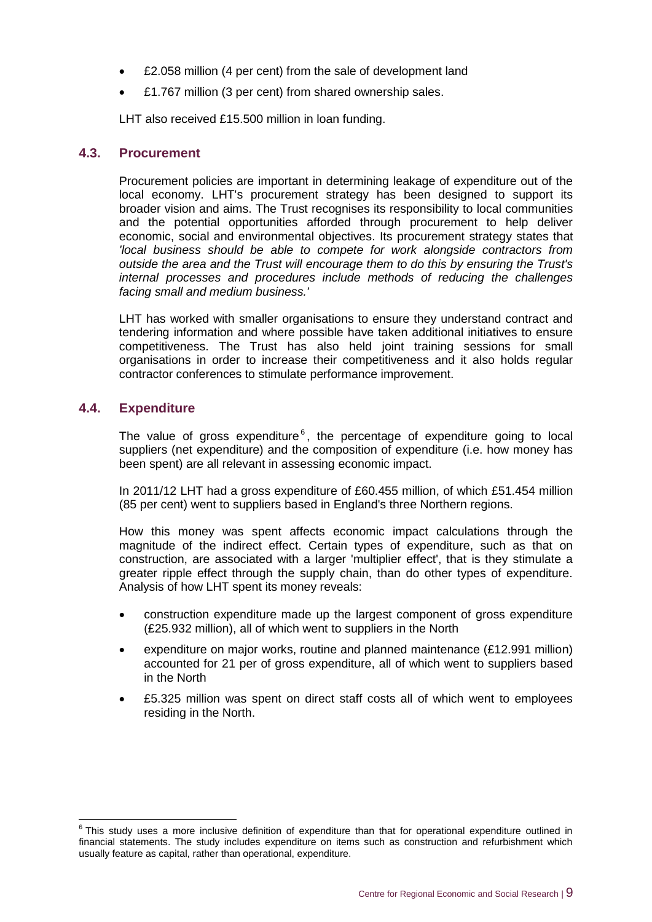- £2.058 million (4 per cent) from the sale of development land
- £1.767 million (3 per cent) from shared ownership sales.

LHT also received £15.500 million in loan funding.

### 4.3. Procurement

Procurement policies are important in determining leakage of expenditure out of the local economy. LHT's procurement strategy has been designed to support its broader vision and aims. The Trust recognises its responsibility to local communities and the potential opportunities afforded through procurement to help deliver economic, social and environmental objectives. Its procurement strategy states that *'local business should be able to compete for work alongside contractors from outside the area and the Trust will encourage them to do this by ensuring the Trust's internal processes and procedures include methods of reducing the challenges facing small and medium business.'*

LHT has worked with smaller organisations to ensure they understand contract and tendering information and where possible have taken additional initiatives to ensure competitiveness. The Trust has also held joint training sessions for small organisations in order to increase their competitiveness and it also holds regular contractor conferences to stimulate performance improvement.

### 4.4. Expenditure

The value of gross expenditure[6], the percentage of expenditure going to local suppliers (net expenditure) and the composition of expenditure (i.e. how money has been spent) are all relevant in assessing economic impact.

In 2011/12 LHT had a gross expenditure of £60.455 million, of which £51.454 million (85 per cent) went to suppliers based in England's three Northern regions.

How this money was spent affects economic impact calculations through the magnitude of the indirect effect. Certain types of expenditure, such as that on construction, are associated with a larger 'multiplier effect', that is they stimulate a greater ripple effect through the supply chain, than do other types of expenditure. Analysis of how LHT spent its money reveals:

- construction expenditure made up the largest component of gross expenditure (£25.932 million), all of which went to suppliers in the North
- expenditure on major works, routine and planned maintenance (£12.991 million) accounted for 21 per of gross expenditure, all of which went to suppliers based in the North
- £5.325 million was spent on direct staff costs all of which went to employees residing in the North.

[6] This study uses a more inclusive definition of expenditure than that for operational expenditure outlined in financial statements. The study includes expenditure on items such as construction and refurbishment which usually feature as capital, rather than operational, expenditure.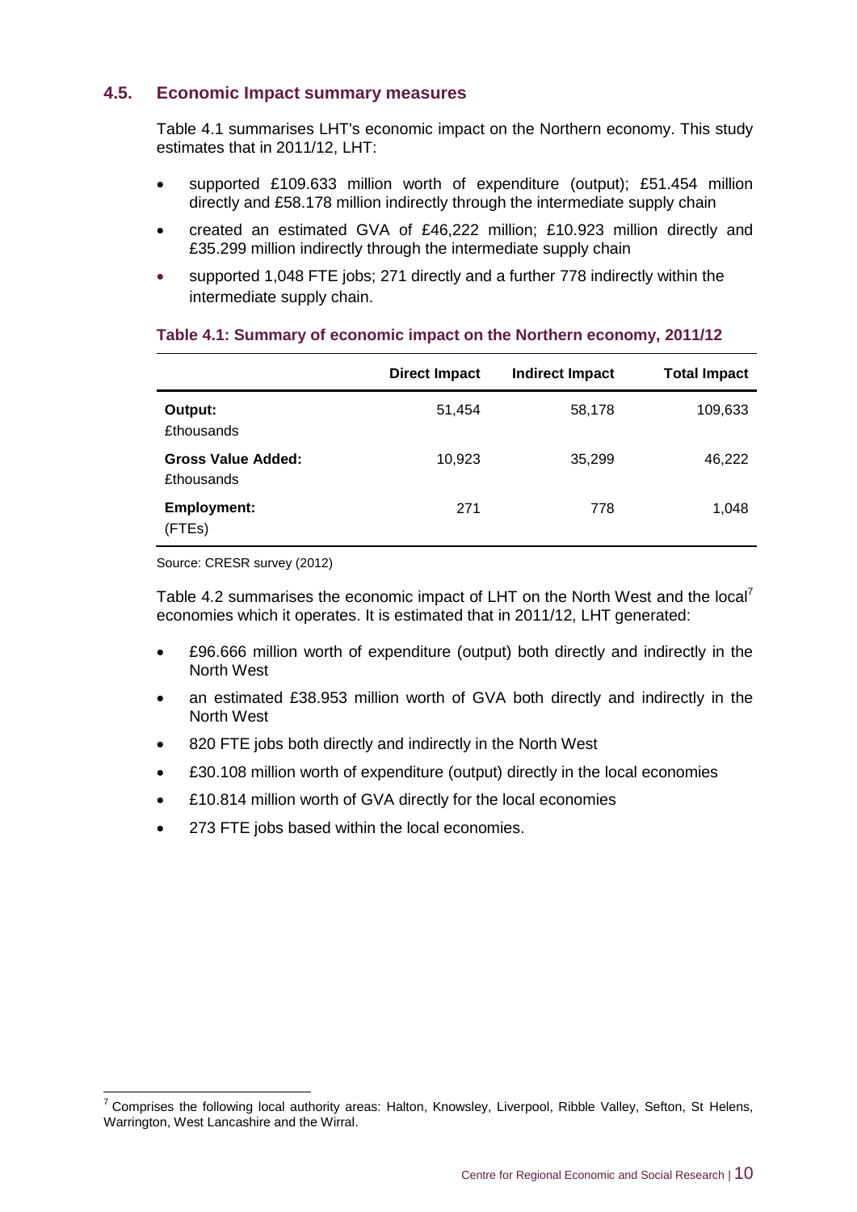## 4.5. Economic Impact summary measures

Table 4.1 summarises LHT's economic impact on the Northern economy. This study estimates that in 2011/12, LHT:

- supported £109.633 million worth of expenditure (output); £51.454 million directly and £58.178 million indirectly through the intermediate supply chain
- created an estimated GVA of £46,222 million; £10.923 million directly and £35.299 million indirectly through the intermediate supply chain
- supported 1,048 FTE jobs; 271 directly and a further 778 indirectly within the intermediate supply chain.

**Table 4.1: Summary of economic impact on the Northern economy, 2011/12**

| | Direct Impact | Indirect Impact | Total Impact |
|---|---|---|---|
| **Output:** £thousands | 51,454 | 58,178 | 109,633 |
| **Gross Value Added:** £thousands | 10,923 | 35,299 | 46,222 |
| **Employment:** (FTEs) | 271 | 778 | 1,048 |

Source: CRESR survey (2012)

Table 4.2 summarises the economic impact of LHT on the North West and the local[7] economies which it operates. It is estimated that in 2011/12, LHT generated:

- £96.666 million worth of expenditure (output) both directly and indirectly in the North West
- an estimated £38.953 million worth of GVA both directly and indirectly in the North West
- 820 FTE jobs both directly and indirectly in the North West
- £30.108 million worth of expenditure (output) directly in the local economies
- £10.814 million worth of GVA directly for the local economies
- 273 FTE jobs based within the local economies.

[7] Comprises the following local authority areas: Halton, Knowsley, Liverpool, Ribble Valley, Sefton, St Helens, Warrington, West Lancashire and the Wirral.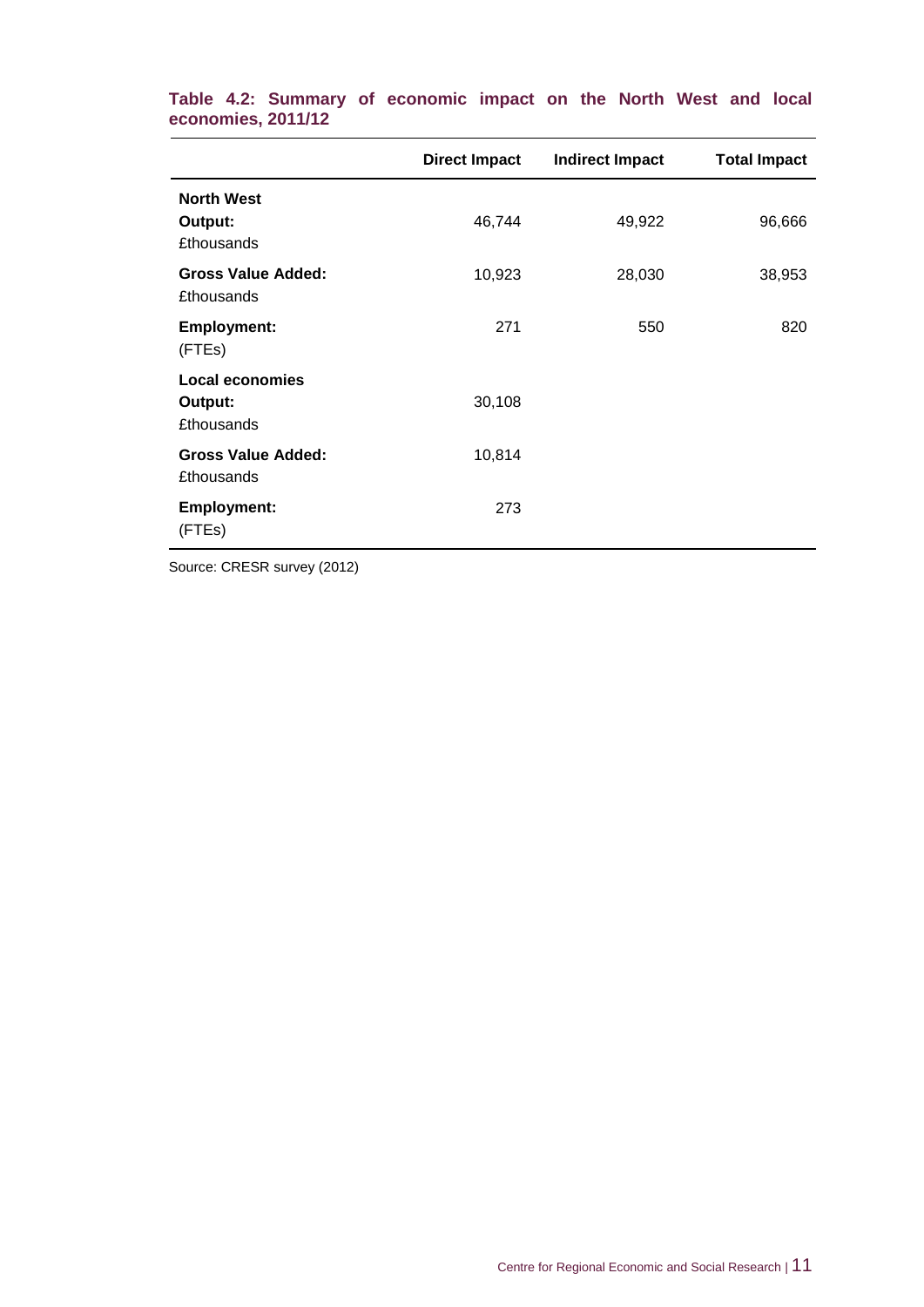**Table 4.2: Summary of economic impact on the North West and local economies, 2011/12**

| | Direct Impact | Indirect Impact | Total Impact |
|---|---|---|---|
| **North West** | | | |
| **Output:** £thousands | 46,744 | 49,922 | 96,666 |
| **Gross Value Added:** £thousands | 10,923 | 28,030 | 38,953 |
| **Employment:** (FTEs) | 271 | 550 | 820 |
| **Local economies** | | | |
| **Output:** £thousands | 30,108 | | |
| **Gross Value Added:** £thousands | 10,814 | | |
| **Employment:** (FTEs) | 273 | | |

Source: CRESR survey (2012)